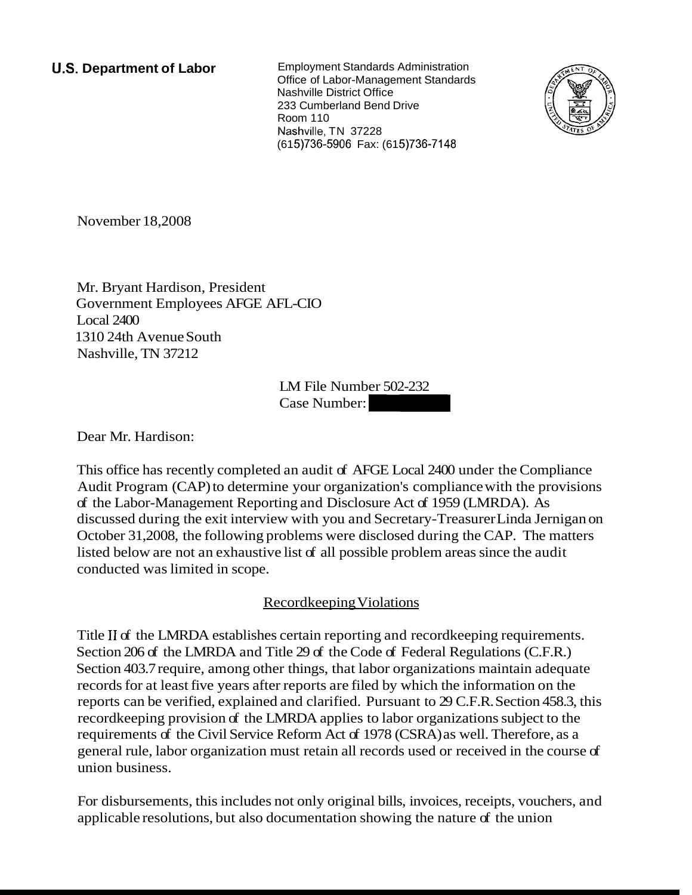**U.S. Department of Labor**

Employment Standards Administration
Office of Labor-Management Standards
Nashville District Office
233 Cumberland Bend Drive
Room 110
Nashville, TN 37228
(615)736-5906 Fax: (615)736-7148

November 18,2008

Mr. Bryant Hardison, President
Government Employees AFGE AFL-CIO
Local 2400
1310 24th Avenue South
Nashville, TN 37212

LM File Number 502-232
Case Number:

Dear Mr. Hardison:

This office has recently completed an audit of AFGE Local 2400 under the Compliance Audit Program (CAP) to determine your organization's compliance with the provisions of the Labor-Management Reporting and Disclosure Act of 1959 (LMRDA). As discussed during the exit interview with you and Secretary-Treasurer Linda Jernigan on October 31,2008, the following problems were disclosed during the CAP. The matters listed below are not an exhaustive list of all possible problem areas since the audit conducted was limited in scope.

Recordkeeping Violations

Title II of the LMRDA establishes certain reporting and recordkeeping requirements. Section 206 of the LMRDA and Title 29 of the Code of Federal Regulations (C.F.R.) Section 403.7 require, among other things, that labor organizations maintain adequate records for at least five years after reports are filed by which the information on the reports can be verified, explained and clarified. Pursuant to 29 C.F.R. Section 458.3, this recordkeeping provision of the LMRDA applies to labor organizations subject to the requirements of the Civil Service Reform Act of 1978 (CSRA) as well. Therefore, as a general rule, labor organization must retain all records used or received in the course of union business.

For disbursements, this includes not only original bills, invoices, receipts, vouchers, and applicable resolutions, but also documentation showing the nature of the union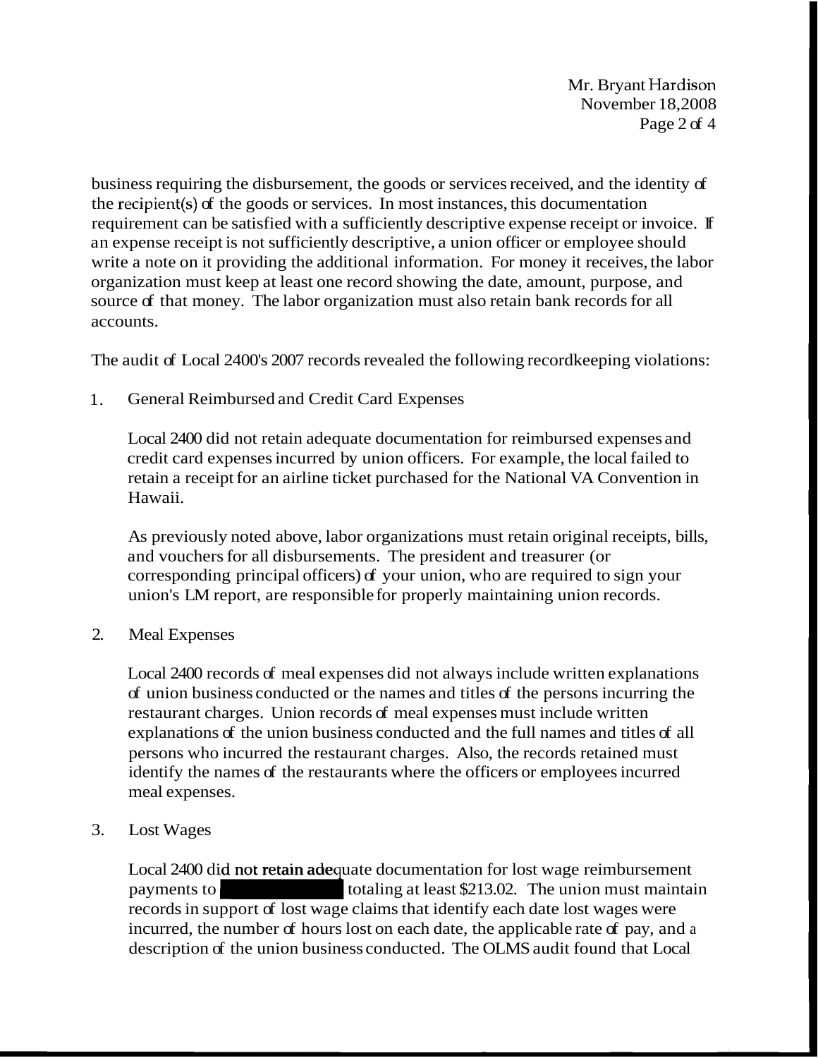business requiring the disbursement, the goods or services received, and the identity of the recipient(s) of the goods or services. In most instances, this documentation requirement can be satisfied with a sufficiently descriptive expense receipt or invoice. If an expense receipt is not sufficiently descriptive, a union officer or employee should write a note on it providing the additional information. For money it receives, the labor organization must keep at least one record showing the date, amount, purpose, and source of that money. The labor organization must also retain bank records for all accounts.

The audit of Local 2400's 2007 records revealed the following recordkeeping violations:

1. General Reimbursed and Credit Card Expenses

   Local 2400 did not retain adequate documentation for reimbursed expenses and credit card expenses incurred by union officers. For example, the local failed to retain a receipt for an airline ticket purchased for the National VA Convention in Hawaii.

   As previously noted above, labor organizations must retain original receipts, bills, and vouchers for all disbursements. The president and treasurer (or corresponding principal officers) of your union, who are required to sign your union's LM report, are responsible for properly maintaining union records.

2. Meal Expenses

   Local 2400 records of meal expenses did not always include written explanations of union business conducted or the names and titles of the persons incurring the restaurant charges. Union records of meal expenses must include written explanations of the union business conducted and the full names and titles of all persons who incurred the restaurant charges. Also, the records retained must identify the names of the restaurants where the officers or employees incurred meal expenses.

3. Lost Wages

   Local 2400 did not retain adequate documentation for lost wage reimbursement payments to [REDACTED] totaling at least $213.02. The union must maintain records in support of lost wage claims that identify each date lost wages were incurred, the number of hours lost on each date, the applicable rate of pay, and a description of the union business conducted. The OLMS audit found that Local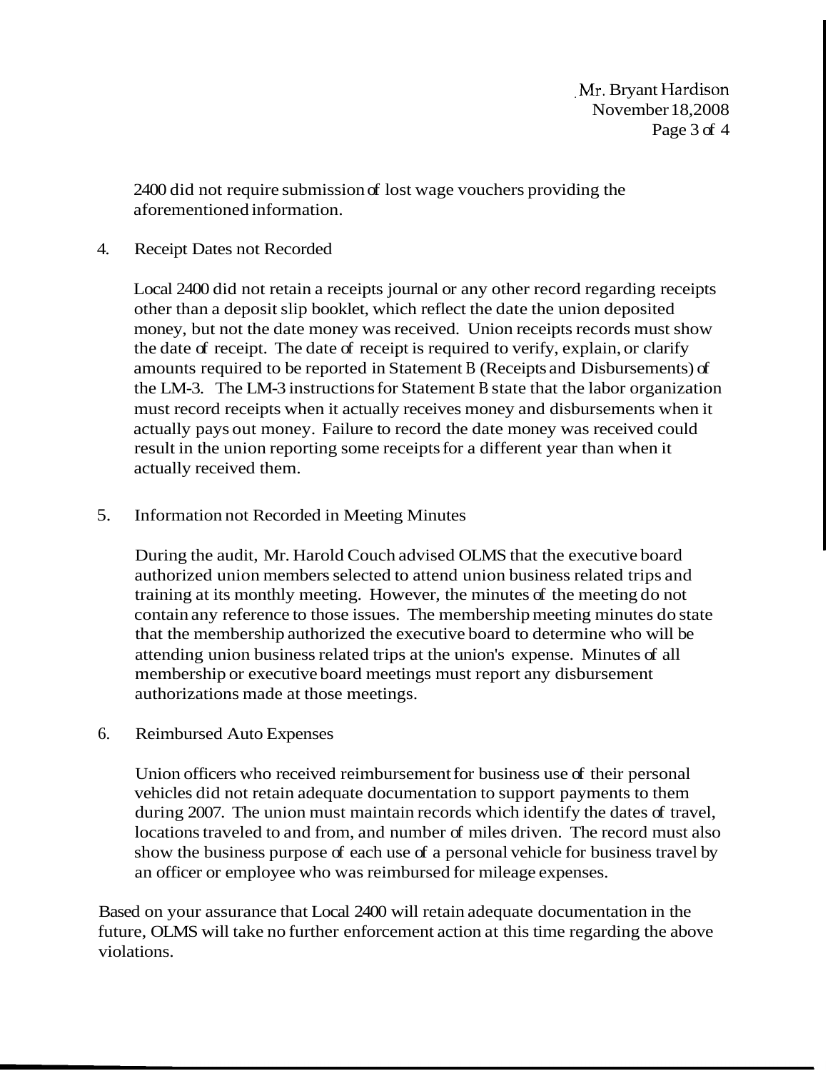2400 did not require submission of lost wage vouchers providing the aforementioned information.

4. Receipt Dates not Recorded

   Local 2400 did not retain a receipts journal or any other record regarding receipts other than a deposit slip booklet, which reflect the date the union deposited money, but not the date money was received. Union receipts records must show the date of receipt. The date of receipt is required to verify, explain, or clarify amounts required to be reported in Statement B (Receipts and Disbursements) of the LM-3. The LM-3 instructions for Statement B state that the labor organization must record receipts when it actually receives money and disbursements when it actually pays out money. Failure to record the date money was received could result in the union reporting some receipts for a different year than when it actually received them.

5. Information not Recorded in Meeting Minutes

   During the audit, Mr. Harold Couch advised OLMS that the executive board authorized union members selected to attend union business related trips and training at its monthly meeting. However, the minutes of the meeting do not contain any reference to those issues. The membership meeting minutes do state that the membership authorized the executive board to determine who will be attending union business related trips at the union's expense. Minutes of all membership or executive board meetings must report any disbursement authorizations made at those meetings.

6. Reimbursed Auto Expenses

   Union officers who received reimbursement for business use of their personal vehicles did not retain adequate documentation to support payments to them during 2007. The union must maintain records which identify the dates of travel, locations traveled to and from, and number of miles driven. The record must also show the business purpose of each use of a personal vehicle for business travel by an officer or employee who was reimbursed for mileage expenses.

Based on your assurance that Local 2400 will retain adequate documentation in the future, OLMS will take no further enforcement action at this time regarding the above violations.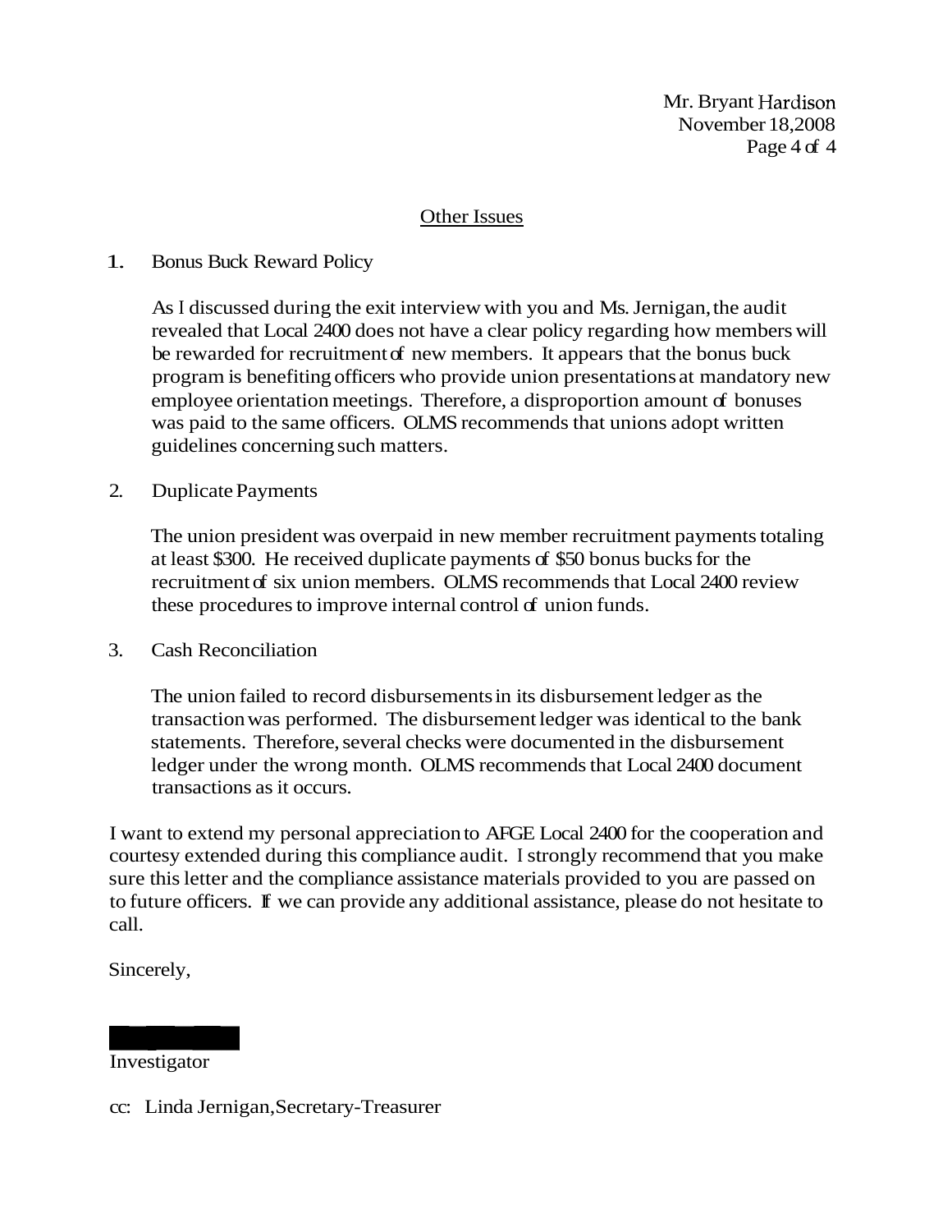Mr. Bryant Hardison
November 18,2008

## Other Issues

1. Bonus Buck Reward Policy

   As I discussed during the exit interview with you and Ms. Jernigan, the audit revealed that Local 2400 does not have a clear policy regarding how members will be rewarded for recruitment of new members. It appears that the bonus buck program is benefiting officers who provide union presentations at mandatory new employee orientation meetings. Therefore, a disproportion amount of bonuses was paid to the same officers. OLMS recommends that unions adopt written guidelines concerning such matters.

2. Duplicate Payments

   The union president was overpaid in new member recruitment payments totaling at least $300. He received duplicate payments of $50 bonus bucks for the recruitment of six union members. OLMS recommends that Local 2400 review these procedures to improve internal control of union funds.

3. Cash Reconciliation

   The union failed to record disbursements in its disbursement ledger as the transaction was performed. The disbursement ledger was identical to the bank statements. Therefore, several checks were documented in the disbursement ledger under the wrong month. OLMS recommends that Local 2400 document transactions as it occurs.

I want to extend my personal appreciation to AFGE Local 2400 for the cooperation and courtesy extended during this compliance audit. I strongly recommend that you make sure this letter and the compliance assistance materials provided to you are passed on to future officers. If we can provide any additional assistance, please do not hesitate to call.

Sincerely,

Investigator

cc: Linda Jernigan, Secretary-Treasurer